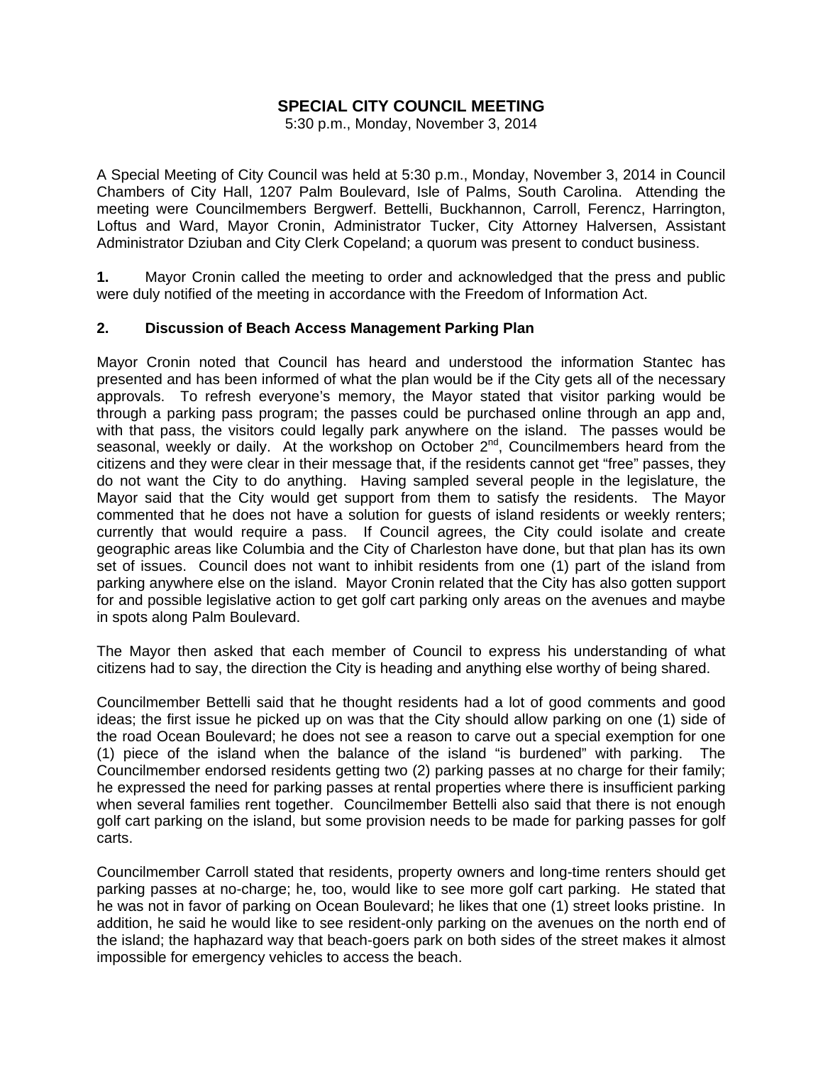# SPECIAL CITY COUNCIL MEETING

5:30 p.m., Monday, November 3, 2014

A Special Meeting of City Council was held at 5:30 p.m., Monday, November 3, 2014 in Council Chambers of City Hall, 1207 Palm Boulevard, Isle of Palms, South Carolina. Attending the meeting were Councilmembers Bergwerf. Bettelli, Buckhannon, Carroll, Ferencz, Harrington, Loftus and Ward, Mayor Cronin, Administrator Tucker, City Attorney Halversen, Assistant Administrator Dziuban and City Clerk Copeland; a quorum was present to conduct business.

**1.** Mayor Cronin called the meeting to order and acknowledged that the press and public were duly notified of the meeting in accordance with the Freedom of Information Act.

**2. Discussion of Beach Access Management Parking Plan**

Mayor Cronin noted that Council has heard and understood the information Stantec has presented and has been informed of what the plan would be if the City gets all of the necessary approvals. To refresh everyone's memory, the Mayor stated that visitor parking would be through a parking pass program; the passes could be purchased online through an app and, with that pass, the visitors could legally park anywhere on the island. The passes would be seasonal, weekly or daily. At the workshop on October 2nd, Councilmembers heard from the citizens and they were clear in their message that, if the residents cannot get "free" passes, they do not want the City to do anything. Having sampled several people in the legislature, the Mayor said that the City would get support from them to satisfy the residents. The Mayor commented that he does not have a solution for guests of island residents or weekly renters; currently that would require a pass. If Council agrees, the City could isolate and create geographic areas like Columbia and the City of Charleston have done, but that plan has its own set of issues. Council does not want to inhibit residents from one (1) part of the island from parking anywhere else on the island. Mayor Cronin related that the City has also gotten support for and possible legislative action to get golf cart parking only areas on the avenues and maybe in spots along Palm Boulevard.

The Mayor then asked that each member of Council to express his understanding of what citizens had to say, the direction the City is heading and anything else worthy of being shared.

Councilmember Bettelli said that he thought residents had a lot of good comments and good ideas; the first issue he picked up on was that the City should allow parking on one (1) side of the road Ocean Boulevard; he does not see a reason to carve out a special exemption for one (1) piece of the island when the balance of the island "is burdened" with parking. The Councilmember endorsed residents getting two (2) parking passes at no charge for their family; he expressed the need for parking passes at rental properties where there is insufficient parking when several families rent together. Councilmember Bettelli also said that there is not enough golf cart parking on the island, but some provision needs to be made for parking passes for golf carts.

Councilmember Carroll stated that residents, property owners and long-time renters should get parking passes at no-charge; he, too, would like to see more golf cart parking. He stated that he was not in favor of parking on Ocean Boulevard; he likes that one (1) street looks pristine. In addition, he said he would like to see resident-only parking on the avenues on the north end of the island; the haphazard way that beach-goers park on both sides of the street makes it almost impossible for emergency vehicles to access the beach.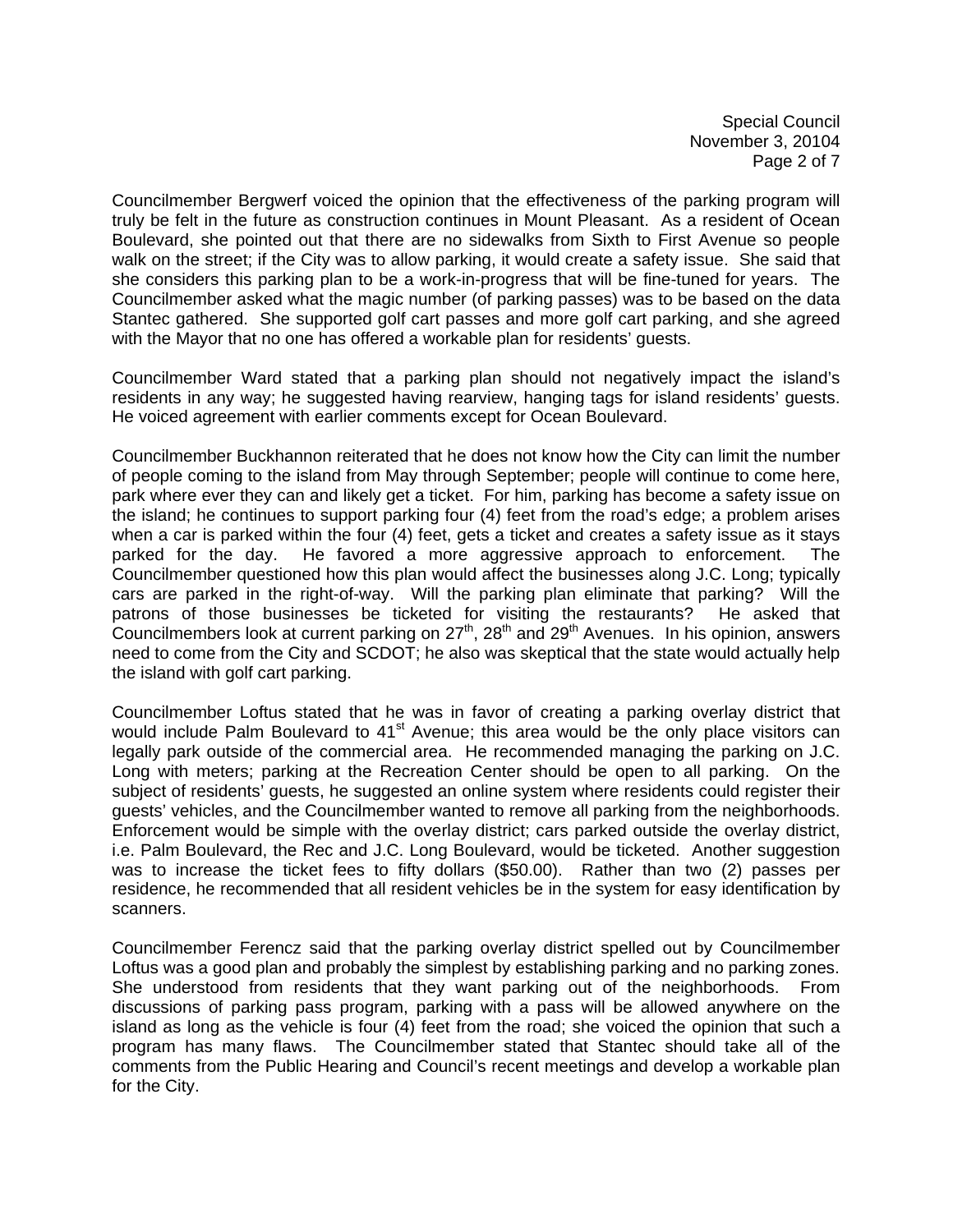Councilmember Bergwerf voiced the opinion that the effectiveness of the parking program will truly be felt in the future as construction continues in Mount Pleasant. As a resident of Ocean Boulevard, she pointed out that there are no sidewalks from Sixth to First Avenue so people walk on the street; if the City was to allow parking, it would create a safety issue. She said that she considers this parking plan to be a work-in-progress that will be fine-tuned for years. The Councilmember asked what the magic number (of parking passes) was to be based on the data Stantec gathered. She supported golf cart passes and more golf cart parking, and she agreed with the Mayor that no one has offered a workable plan for residents' guests.

Councilmember Ward stated that a parking plan should not negatively impact the island's residents in any way; he suggested having rearview, hanging tags for island residents' guests. He voiced agreement with earlier comments except for Ocean Boulevard.

Councilmember Buckhannon reiterated that he does not know how the City can limit the number of people coming to the island from May through September; people will continue to come here, park where ever they can and likely get a ticket. For him, parking has become a safety issue on the island; he continues to support parking four (4) feet from the road's edge; a problem arises when a car is parked within the four (4) feet, gets a ticket and creates a safety issue as it stays parked for the day. He favored a more aggressive approach to enforcement. The Councilmember questioned how this plan would affect the businesses along J.C. Long; typically cars are parked in the right-of-way. Will the parking plan eliminate that parking? Will the patrons of those businesses be ticketed for visiting the restaurants? He asked that Councilmembers look at current parking on 27th, 28th and 29th Avenues. In his opinion, answers need to come from the City and SCDOT; he also was skeptical that the state would actually help the island with golf cart parking.

Councilmember Loftus stated that he was in favor of creating a parking overlay district that would include Palm Boulevard to 41st Avenue; this area would be the only place visitors can legally park outside of the commercial area. He recommended managing the parking on J.C. Long with meters; parking at the Recreation Center should be open to all parking. On the subject of residents' guests, he suggested an online system where residents could register their guests' vehicles, and the Councilmember wanted to remove all parking from the neighborhoods. Enforcement would be simple with the overlay district; cars parked outside the overlay district, i.e. Palm Boulevard, the Rec and J.C. Long Boulevard, would be ticketed. Another suggestion was to increase the ticket fees to fifty dollars ($50.00). Rather than two (2) passes per residence, he recommended that all resident vehicles be in the system for easy identification by scanners.

Councilmember Ferencz said that the parking overlay district spelled out by Councilmember Loftus was a good plan and probably the simplest by establishing parking and no parking zones. She understood from residents that they want parking out of the neighborhoods. From discussions of parking pass program, parking with a pass will be allowed anywhere on the island as long as the vehicle is four (4) feet from the road; she voiced the opinion that such a program has many flaws. The Councilmember stated that Stantec should take all of the comments from the Public Hearing and Council's recent meetings and develop a workable plan for the City.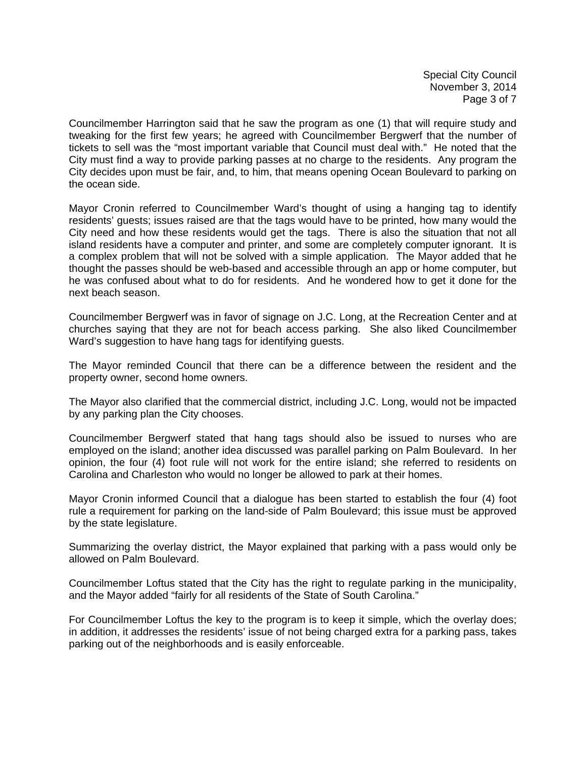Councilmember Harrington said that he saw the program as one (1) that will require study and tweaking for the first few years; he agreed with Councilmember Bergwerf that the number of tickets to sell was the "most important variable that Council must deal with." He noted that the City must find a way to provide parking passes at no charge to the residents. Any program the City decides upon must be fair, and, to him, that means opening Ocean Boulevard to parking on the ocean side.

Mayor Cronin referred to Councilmember Ward's thought of using a hanging tag to identify residents' guests; issues raised are that the tags would have to be printed, how many would the City need and how these residents would get the tags. There is also the situation that not all island residents have a computer and printer, and some are completely computer ignorant. It is a complex problem that will not be solved with a simple application. The Mayor added that he thought the passes should be web-based and accessible through an app or home computer, but he was confused about what to do for residents. And he wondered how to get it done for the next beach season.

Councilmember Bergwerf was in favor of signage on J.C. Long, at the Recreation Center and at churches saying that they are not for beach access parking. She also liked Councilmember Ward's suggestion to have hang tags for identifying guests.

The Mayor reminded Council that there can be a difference between the resident and the property owner, second home owners.

The Mayor also clarified that the commercial district, including J.C. Long, would not be impacted by any parking plan the City chooses.

Councilmember Bergwerf stated that hang tags should also be issued to nurses who are employed on the island; another idea discussed was parallel parking on Palm Boulevard. In her opinion, the four (4) foot rule will not work for the entire island; she referred to residents on Carolina and Charleston who would no longer be allowed to park at their homes.

Mayor Cronin informed Council that a dialogue has been started to establish the four (4) foot rule a requirement for parking on the land-side of Palm Boulevard; this issue must be approved by the state legislature.

Summarizing the overlay district, the Mayor explained that parking with a pass would only be allowed on Palm Boulevard.

Councilmember Loftus stated that the City has the right to regulate parking in the municipality, and the Mayor added "fairly for all residents of the State of South Carolina."

For Councilmember Loftus the key to the program is to keep it simple, which the overlay does; in addition, it addresses the residents' issue of not being charged extra for a parking pass, takes parking out of the neighborhoods and is easily enforceable.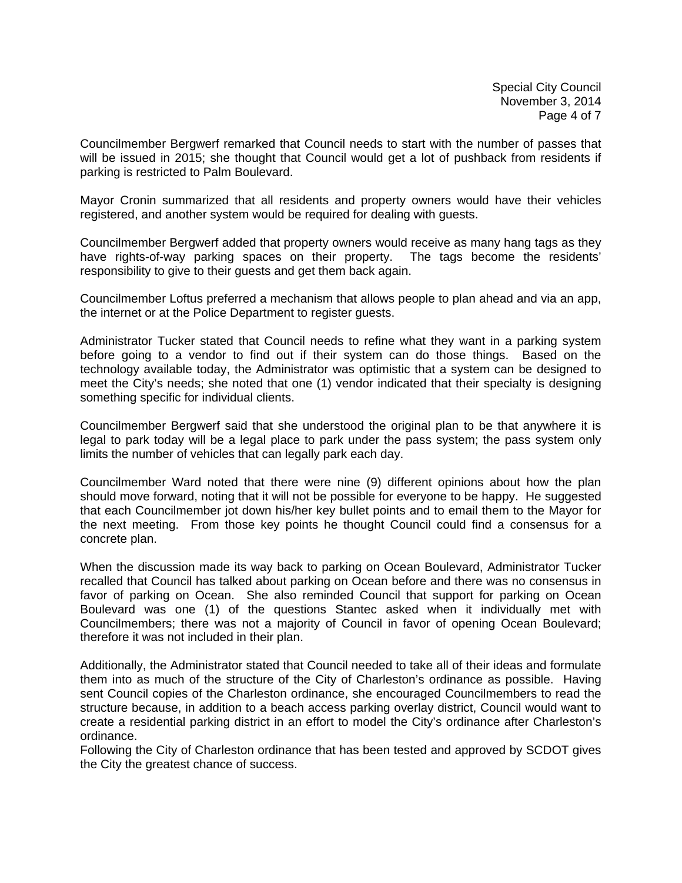Councilmember Bergwerf remarked that Council needs to start with the number of passes that will be issued in 2015; she thought that Council would get a lot of pushback from residents if parking is restricted to Palm Boulevard.

Mayor Cronin summarized that all residents and property owners would have their vehicles registered, and another system would be required for dealing with guests.

Councilmember Bergwerf added that property owners would receive as many hang tags as they have rights-of-way parking spaces on their property. The tags become the residents' responsibility to give to their guests and get them back again.

Councilmember Loftus preferred a mechanism that allows people to plan ahead and via an app, the internet or at the Police Department to register guests.

Administrator Tucker stated that Council needs to refine what they want in a parking system before going to a vendor to find out if their system can do those things. Based on the technology available today, the Administrator was optimistic that a system can be designed to meet the City's needs; she noted that one (1) vendor indicated that their specialty is designing something specific for individual clients.

Councilmember Bergwerf said that she understood the original plan to be that anywhere it is legal to park today will be a legal place to park under the pass system; the pass system only limits the number of vehicles that can legally park each day.

Councilmember Ward noted that there were nine (9) different opinions about how the plan should move forward, noting that it will not be possible for everyone to be happy. He suggested that each Councilmember jot down his/her key bullet points and to email them to the Mayor for the next meeting. From those key points he thought Council could find a consensus for a concrete plan.

When the discussion made its way back to parking on Ocean Boulevard, Administrator Tucker recalled that Council has talked about parking on Ocean before and there was no consensus in favor of parking on Ocean. She also reminded Council that support for parking on Ocean Boulevard was one (1) of the questions Stantec asked when it individually met with Councilmembers; there was not a majority of Council in favor of opening Ocean Boulevard; therefore it was not included in their plan.

Additionally, the Administrator stated that Council needed to take all of their ideas and formulate them into as much of the structure of the City of Charleston's ordinance as possible. Having sent Council copies of the Charleston ordinance, she encouraged Councilmembers to read the structure because, in addition to a beach access parking overlay district, Council would want to create a residential parking district in an effort to model the City's ordinance after Charleston's ordinance.
Following the City of Charleston ordinance that has been tested and approved by SCDOT gives the City the greatest chance of success.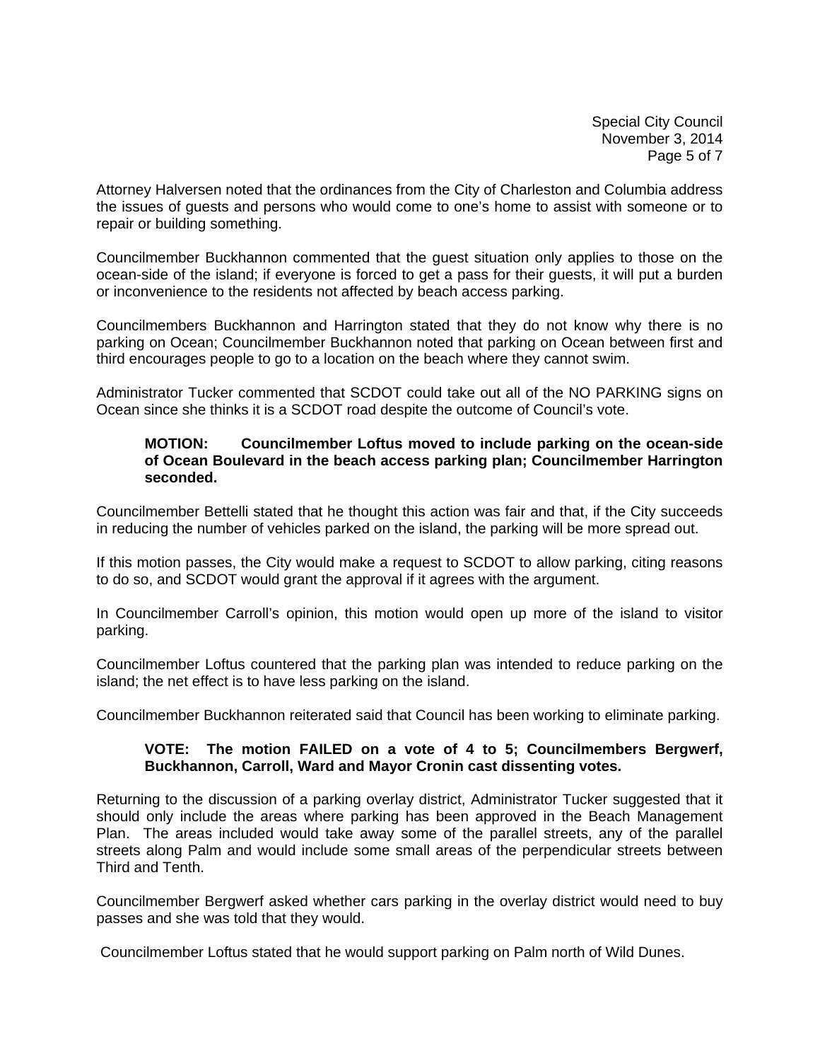Attorney Halversen noted that the ordinances from the City of Charleston and Columbia address the issues of guests and persons who would come to one's home to assist with someone or to repair or building something.

Councilmember Buckhannon commented that the guest situation only applies to those on the ocean-side of the island; if everyone is forced to get a pass for their guests, it will put a burden or inconvenience to the residents not affected by beach access parking.

Councilmembers Buckhannon and Harrington stated that they do not know why there is no parking on Ocean; Councilmember Buckhannon noted that parking on Ocean between first and third encourages people to go to a location on the beach where they cannot swim.

Administrator Tucker commented that SCDOT could take out all of the NO PARKING signs on Ocean since she thinks it is a SCDOT road despite the outcome of Council's vote.

> **MOTION: Councilmember Loftus moved to include parking on the ocean-side of Ocean Boulevard in the beach access parking plan; Councilmember Harrington seconded.**

Councilmember Bettelli stated that he thought this action was fair and that, if the City succeeds in reducing the number of vehicles parked on the island, the parking will be more spread out.

If this motion passes, the City would make a request to SCDOT to allow parking, citing reasons to do so, and SCDOT would grant the approval if it agrees with the argument.

In Councilmember Carroll's opinion, this motion would open up more of the island to visitor parking.

Councilmember Loftus countered that the parking plan was intended to reduce parking on the island; the net effect is to have less parking on the island.

Councilmember Buckhannon reiterated said that Council has been working to eliminate parking.

> **VOTE: The motion FAILED on a vote of 4 to 5; Councilmembers Bergwerf, Buckhannon, Carroll, Ward and Mayor Cronin cast dissenting votes.**

Returning to the discussion of a parking overlay district, Administrator Tucker suggested that it should only include the areas where parking has been approved in the Beach Management Plan. The areas included would take away some of the parallel streets, any of the parallel streets along Palm and would include some small areas of the perpendicular streets between Third and Tenth.

Councilmember Bergwerf asked whether cars parking in the overlay district would need to buy passes and she was told that they would.

Councilmember Loftus stated that he would support parking on Palm north of Wild Dunes.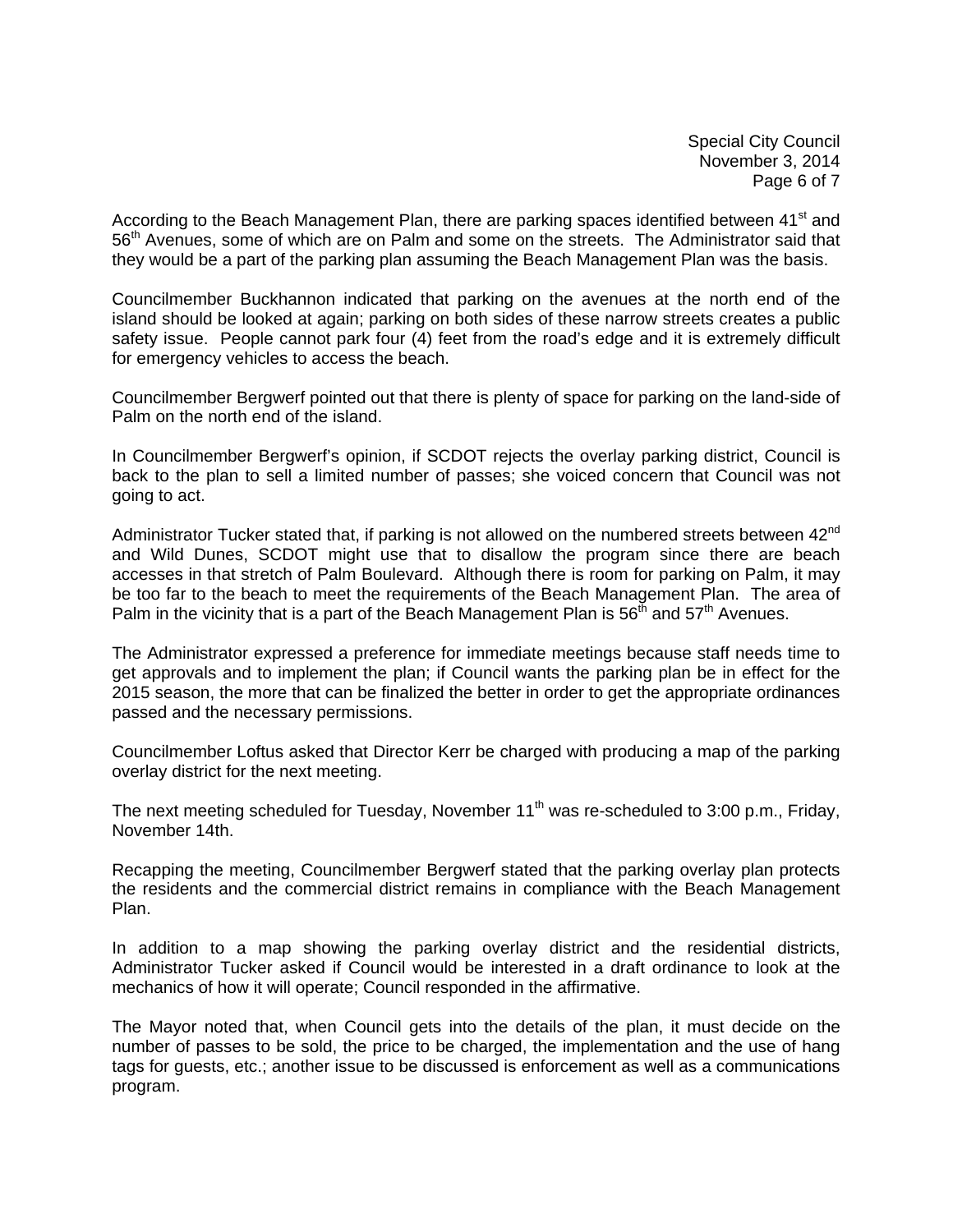According to the Beach Management Plan, there are parking spaces identified between 41st and 56th Avenues, some of which are on Palm and some on the streets. The Administrator said that they would be a part of the parking plan assuming the Beach Management Plan was the basis.

Councilmember Buckhannon indicated that parking on the avenues at the north end of the island should be looked at again; parking on both sides of these narrow streets creates a public safety issue. People cannot park four (4) feet from the road's edge and it is extremely difficult for emergency vehicles to access the beach.

Councilmember Bergwerf pointed out that there is plenty of space for parking on the land-side of Palm on the north end of the island.

In Councilmember Bergwerf's opinion, if SCDOT rejects the overlay parking district, Council is back to the plan to sell a limited number of passes; she voiced concern that Council was not going to act.

Administrator Tucker stated that, if parking is not allowed on the numbered streets between 42nd and Wild Dunes, SCDOT might use that to disallow the program since there are beach accesses in that stretch of Palm Boulevard. Although there is room for parking on Palm, it may be too far to the beach to meet the requirements of the Beach Management Plan. The area of Palm in the vicinity that is a part of the Beach Management Plan is 56th and 57th Avenues.

The Administrator expressed a preference for immediate meetings because staff needs time to get approvals and to implement the plan; if Council wants the parking plan be in effect for the 2015 season, the more that can be finalized the better in order to get the appropriate ordinances passed and the necessary permissions.

Councilmember Loftus asked that Director Kerr be charged with producing a map of the parking overlay district for the next meeting.

The next meeting scheduled for Tuesday, November 11th was re-scheduled to 3:00 p.m., Friday, November 14th.

Recapping the meeting, Councilmember Bergwerf stated that the parking overlay plan protects the residents and the commercial district remains in compliance with the Beach Management Plan.

In addition to a map showing the parking overlay district and the residential districts, Administrator Tucker asked if Council would be interested in a draft ordinance to look at the mechanics of how it will operate; Council responded in the affirmative.

The Mayor noted that, when Council gets into the details of the plan, it must decide on the number of passes to be sold, the price to be charged, the implementation and the use of hang tags for guests, etc.; another issue to be discussed is enforcement as well as a communications program.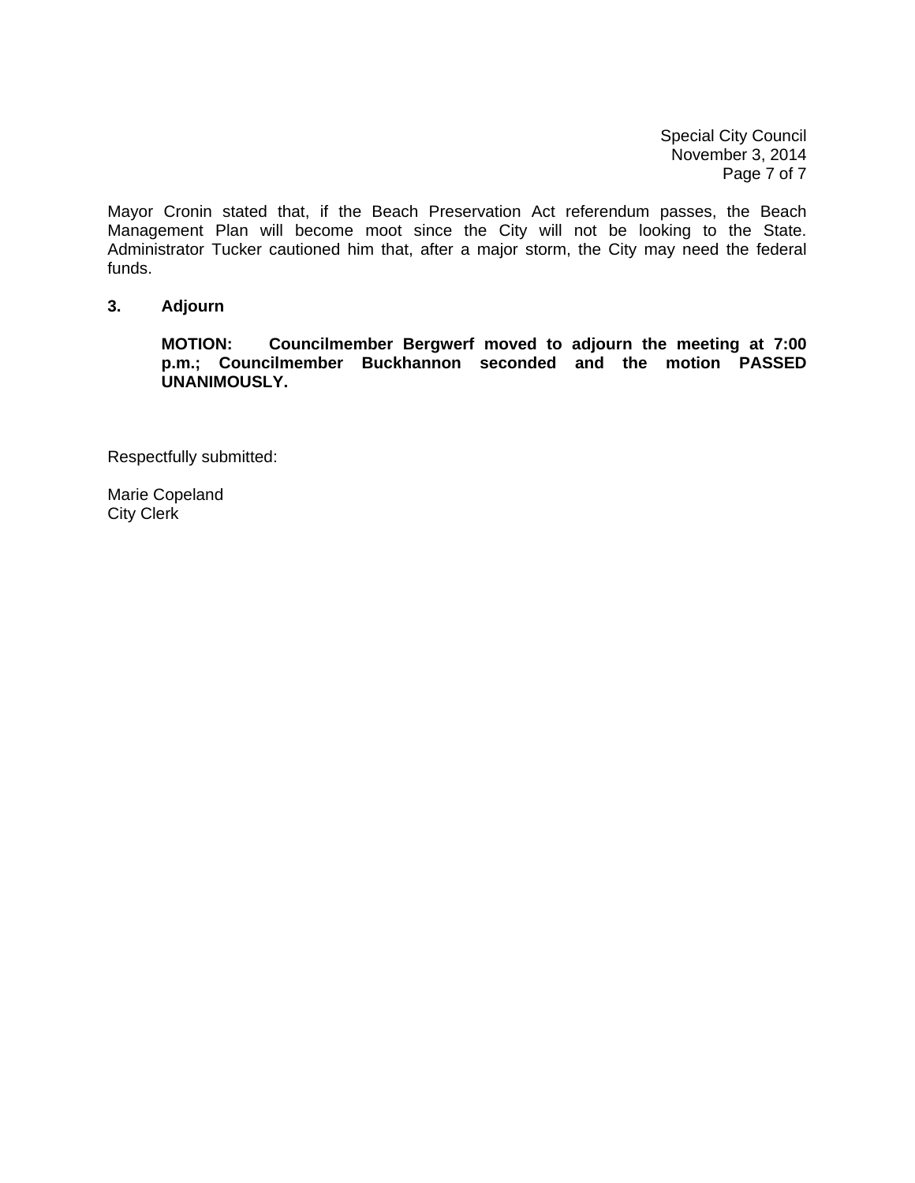Mayor Cronin stated that, if the Beach Preservation Act referendum passes, the Beach Management Plan will become moot since the City will not be looking to the State. Administrator Tucker cautioned him that, after a major storm, the City may need the federal funds.

**3. Adjourn**

**MOTION: Councilmember Bergwerf moved to adjourn the meeting at 7:00 p.m.; Councilmember Buckhannon seconded and the motion PASSED UNANIMOUSLY.**

Respectfully submitted:

Marie Copeland
City Clerk